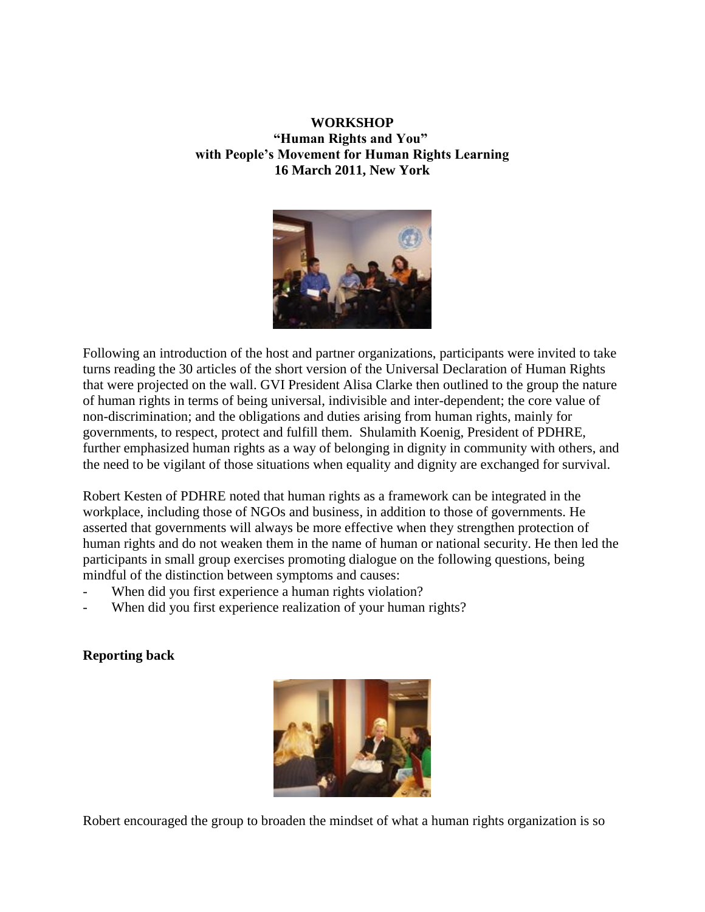**WORKSHOP**
**"Human Rights and You"**
**with People's Movement for Human Rights Learning**
**16 March 2011, New York**

Following an introduction of the host and partner organizations, participants were invited to take turns reading the 30 articles of the short version of the Universal Declaration of Human Rights that were projected on the wall. GVI President Alisa Clarke then outlined to the group the nature of human rights in terms of being universal, indivisible and inter-dependent; the core value of non-discrimination; and the obligations and duties arising from human rights, mainly for governments, to respect, protect and fulfill them. Shulamith Koenig, President of PDHRE, further emphasized human rights as a way of belonging in dignity in community with others, and the need to be vigilant of those situations when equality and dignity are exchanged for survival.

Robert Kesten of PDHRE noted that human rights as a framework can be integrated in the workplace, including those of NGOs and business, in addition to those of governments. He asserted that governments will always be more effective when they strengthen protection of human rights and do not weaken them in the name of human or national security. He then led the participants in small group exercises promoting dialogue on the following questions, being mindful of the distinction between symptoms and causes:

- When did you first experience a human rights violation?
- When did you first experience realization of your human rights?

**Reporting back**

Robert encouraged the group to broaden the mindset of what a human rights organization is so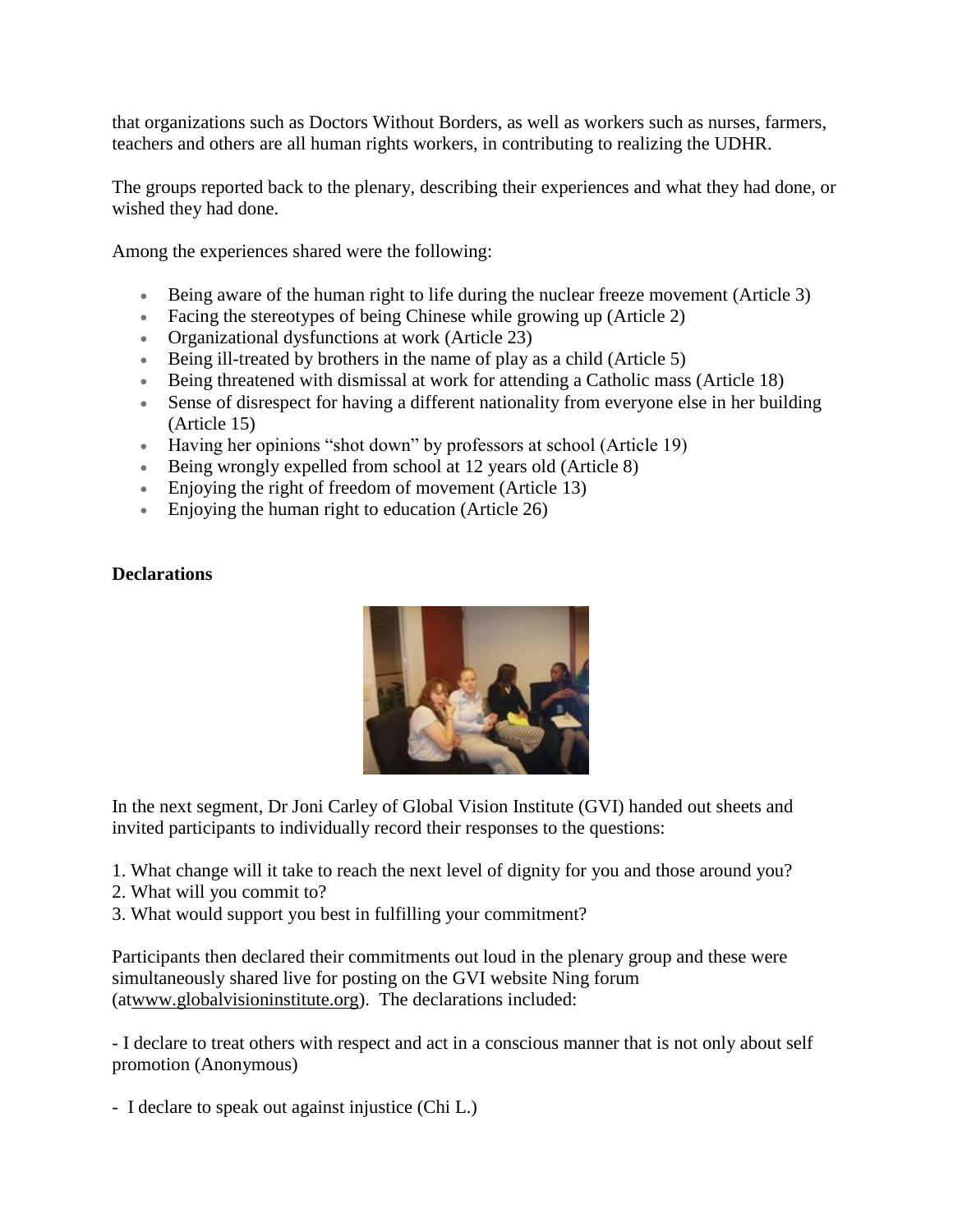that organizations such as Doctors Without Borders, as well as workers such as nurses, farmers, teachers and others are all human rights workers, in contributing to realizing the UDHR.

The groups reported back to the plenary, describing their experiences and what they had done, or wished they had done.

Among the experiences shared were the following:

- Being aware of the human right to life during the nuclear freeze movement (Article 3)
- Facing the stereotypes of being Chinese while growing up (Article 2)
- Organizational dysfunctions at work (Article 23)
- Being ill-treated by brothers in the name of play as a child (Article 5)
- Being threatened with dismissal at work for attending a Catholic mass (Article 18)
- Sense of disrespect for having a different nationality from everyone else in her building (Article 15)
- Having her opinions "shot down" by professors at school (Article 19)
- Being wrongly expelled from school at 12 years old (Article 8)
- Enjoying the right of freedom of movement (Article 13)
- Enjoying the human right to education (Article 26)

**Declarations**

In the next segment, Dr Joni Carley of Global Vision Institute (GVI) handed out sheets and invited participants to individually record their responses to the questions:

1. What change will it take to reach the next level of dignity for you and those around you?
2. What will you commit to?
3. What would support you best in fulfilling your commitment?

Participants then declared their commitments out loud in the plenary group and these were simultaneously shared live for posting on the GVI website Ning forum (atwww.globalvisioninstitute.org). The declarations included:

- I declare to treat others with respect and act in a conscious manner that is not only about self promotion (Anonymous)

- I declare to speak out against injustice (Chi L.)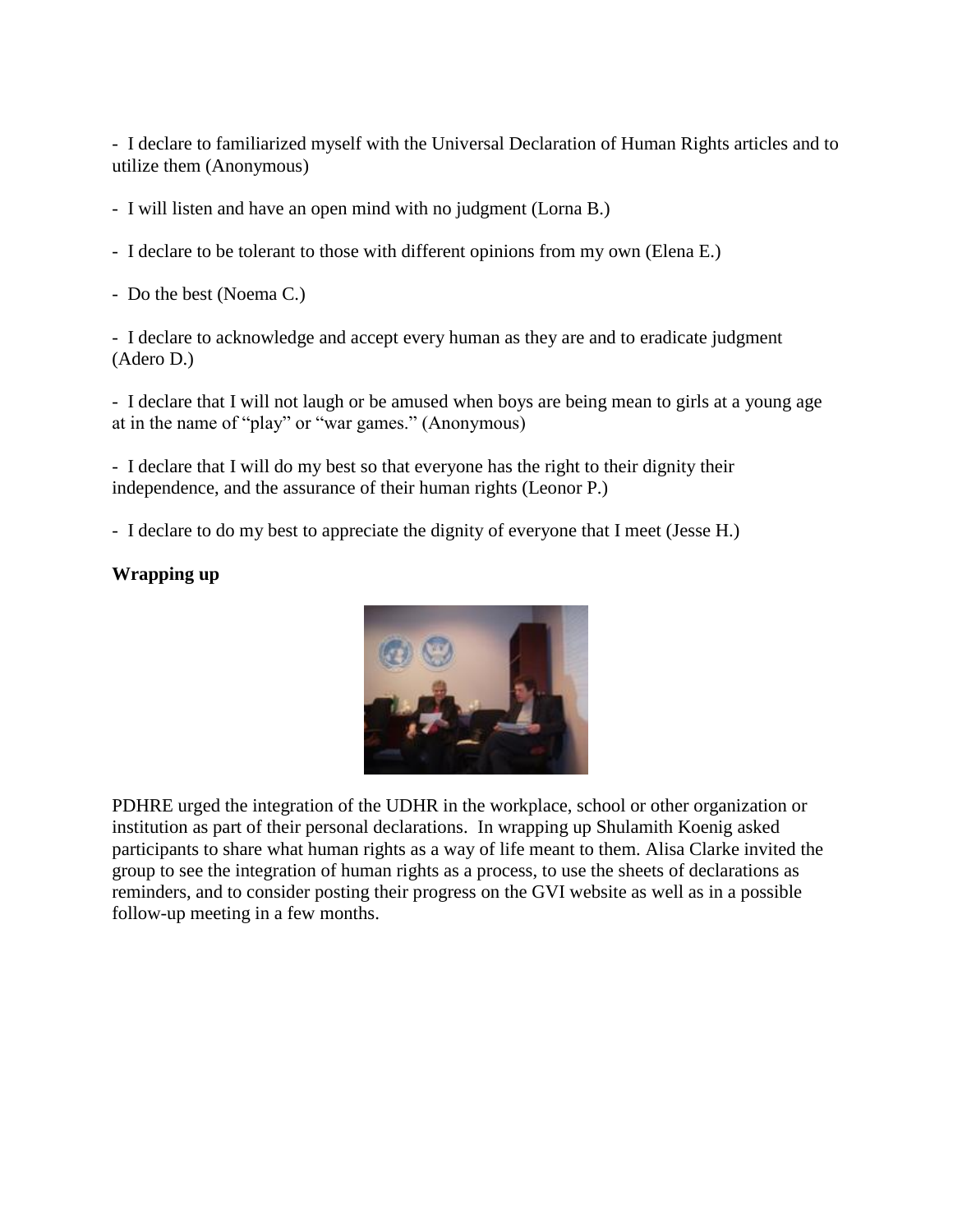- I declare to familiarized myself with the Universal Declaration of Human Rights articles and to utilize them (Anonymous)

- I will listen and have an open mind with no judgment (Lorna B.)

- I declare to be tolerant to those with different opinions from my own (Elena E.)

- Do the best (Noema C.)

- I declare to acknowledge and accept every human as they are and to eradicate judgment (Adero D.)

- I declare that I will not laugh or be amused when boys are being mean to girls at a young age at in the name of "play" or "war games." (Anonymous)

- I declare that I will do my best so that everyone has the right to their dignity their independence, and the assurance of their human rights (Leonor P.)

- I declare to do my best to appreciate the dignity of everyone that I meet (Jesse H.)

**Wrapping up**

PDHRE urged the integration of the UDHR in the workplace, school or other organization or institution as part of their personal declarations. In wrapping up Shulamith Koenig asked participants to share what human rights as a way of life meant to them. Alisa Clarke invited the group to see the integration of human rights as a process, to use the sheets of declarations as reminders, and to consider posting their progress on the GVI website as well as in a possible follow-up meeting in a few months.